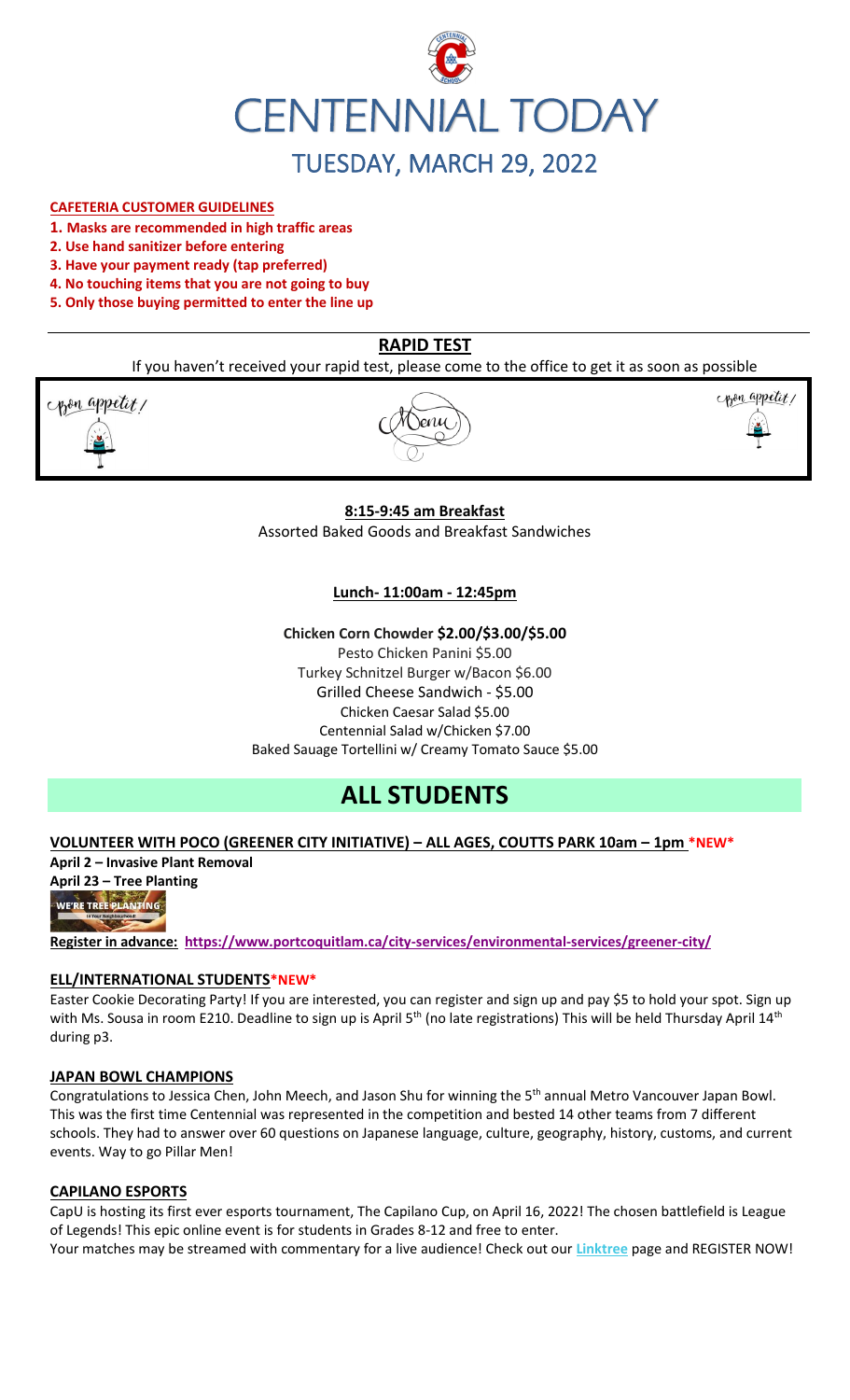# CENTENNIAL TODAY

## TUESDAY, MARCH 29, 2022

**CAFETERIA CUSTOMER GUIDELINES**

1. **Masks are recommended in high traffic areas**
2. **Use hand sanitizer before entering**
3. **Have your payment ready (tap preferred)**
4. **No touching items that you are not going to buy**
5. **Only those buying permitted to enter the line up**

## RAPID TEST

If you haven't received your rapid test, please come to the office to get it as soon as possible

Bon appetit! Menu Bon appetit!

**8:15-9:45 am Breakfast**

Assorted Baked Goods and Breakfast Sandwiches

**Lunch- 11:00am - 12:45pm**

**Chicken Corn Chowder $2.00/$3.00/$5.00**

Pesto Chicken Panini $5.00
Turkey Schnitzel Burger w/Bacon $6.00
Grilled Cheese Sandwich - $5.00
Chicken Caesar Salad $5.00
Centennial Salad w/Chicken $7.00
Baked Sauage Tortellini w/ Creamy Tomato Sauce $5.00

# ALL STUDENTS

### VOLUNTEER WITH POCO (GREENER CITY INITIATIVE) – ALL AGES, COUTTS PARK 10am – 1pm *NEW*

**April 2 – Invasive Plant Removal**
**April 23 – Tree Planting**

WE'RE TREE PLANTING

**Register in advance: https://www.portcoquitlam.ca/city-services/environmental-services/greener-city/**

### ELL/INTERNATIONAL STUDENTS*NEW*

Easter Cookie Decorating Party! If you are interested, you can register and sign up and pay $5 to hold your spot. Sign up with Ms. Sousa in room E210. Deadline to sign up is April 5th (no late registrations) This will be held Thursday April 14th during p3.

### JAPAN BOWL CHAMPIONS

Congratulations to Jessica Chen, John Meech, and Jason Shu for winning the 5th annual Metro Vancouver Japan Bowl. This was the first time Centennial was represented in the competition and bested 14 other teams from 7 different schools. They had to answer over 60 questions on Japanese language, culture, geography, history, customs, and current events. Way to go Pillar Men!

### CAPILANO ESPORTS

CapU is hosting its first ever esports tournament, The Capilano Cup, on April 16, 2022! The chosen battlefield is League of Legends! This epic online event is for students in Grades 8-12 and free to enter.

Your matches may be streamed with commentary for a live audience! Check out our **Linktree** page and REGISTER NOW!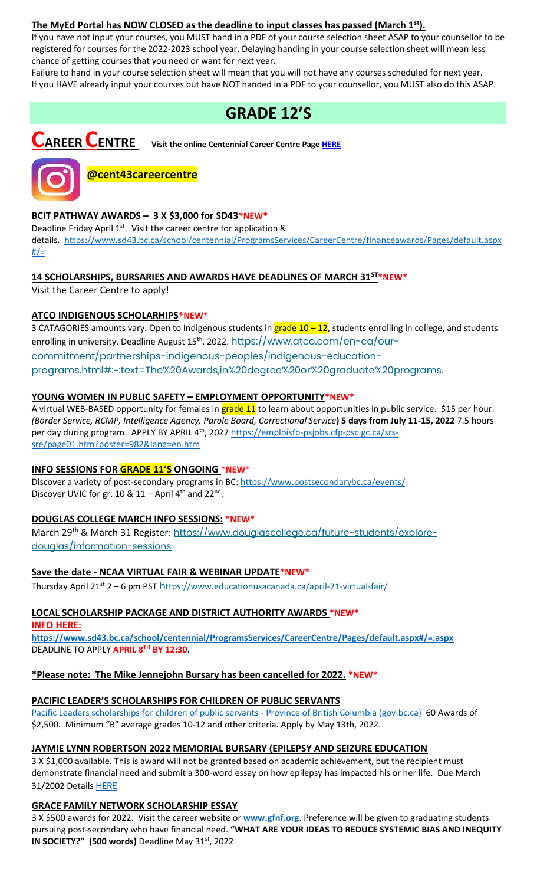**The MyEd Portal has NOW CLOSED as the deadline to input classes has passed (March 1st).**

If you have not input your courses, you MUST hand in a PDF of your course selection sheet ASAP to your counsellor to be registered for courses for the 2022-2023 school year. Delaying handing in your course selection sheet will mean less chance of getting courses that you need or want for next year.

Failure to hand in your course selection sheet will mean that you will not have any courses scheduled for next year.

If you HAVE already input your courses but have NOT handed in a PDF to your counsellor, you MUST also do this ASAP.

# GRADE 12'S

## CAREER CENTRE

**Visit the online Centennial Career Centre Page HERE**

**@cent43careercentre**

### BCIT PATHWAY AWARDS – 3 X $3,000 for SD43 *NEW*

Deadline Friday April 1st. Visit the career centre for application & details. https://www.sd43.bc.ca/school/centennial/ProgramsServices/CareerCentre/financeawards/Pages/default.aspx#/=

### 14 SCHOLARSHIPS, BURSARIES AND AWARDS HAVE DEADLINES OF MARCH 31ST *NEW*

Visit the Career Centre to apply!

### ATCO INDIGENOUS SCHOLARHIPS *NEW*

3 CATAGORIES amounts vary. Open to Indigenous students in grade 10 – 12, students enrolling in college, and students enrolling in university. Deadline August 15th. 2022. https://www.atco.com/en-ca/our-commitment/partnerships-indigenous-peoples/indigenous-education-programs.html#:~:text=The%20Awards,in%20degree%20or%20graduate%20programs.

### YOUNG WOMEN IN PUBLIC SAFETY – EMPLOYMENT OPPORTUNITY *NEW*

A virtual WEB-BASED opportunity for females in grade 11 to learn about opportunities in public service. $15 per hour. *(Border Service, RCMP, Intelligence Agency, Parole Board, Correctional Service)* **5 days from July 11-15, 2022** 7.5 hours per day during program. APPLY BY APRIL 4th, 2022 https://emploisfp-psjobs.cfp-psc.gc.ca/srs-sre/page01.htm?poster=982&lang=en.htm

### INFO SESSIONS FOR GRADE 11'S ONGOING *NEW*

Discover a variety of post-secondary programs in BC: https://www.postsecondarybc.ca/events/

Discover UVIC for gr. 10 & 11 – April 4th and 22nd.

### DOUGLAS COLLEGE MARCH INFO SESSIONS: *NEW*

March 29th & March 31 Register: https://www.douglascollege.ca/future-students/explore-douglas/information-sessions

### Save the date - NCAA VIRTUAL FAIR & WEBINAR UPDATE *NEW*

Thursday April 21st 2 – 6 pm PST https://www.educationusacanada.ca/april-21-virtual-fair/

### LOCAL SCHOLARSHIP PACKAGE AND DISTRICT AUTHORITY AWARDS *NEW*

**INFO HERE:**

**https://www.sd43.bc.ca/school/centennial/ProgramsServices/CareerCentre/Pages/default.aspx#/=.aspx**

DEADLINE TO APPLY **APRIL 8TH BY 12:30.**

**\*Please note: The Mike Jennejohn Bursary has been cancelled for 2022. *NEW***

### PACIFIC LEADER'S SCHOLARSHIPS FOR CHILDREN OF PUBLIC SERVANTS

Pacific Leaders scholarships for children of public servants - Province of British Columbia (gov.bc.ca) 60 Awards of $2,500. Minimum "B" average grades 10-12 and other criteria. Apply by May 13th, 2022.

### JAYMIE LYNN ROBERTSON 2022 MEMORIAL BURSARY (EPILEPSY AND SEIZURE EDUCATION

3 X $1,000 available. This is award will not be granted based on academic achievement, but the recipient must demonstrate financial need and submit a 300-word essay on how epilepsy has impacted his or her life. Due March 31/2002 Details HERE

### GRACE FAMILY NETWORK SCHOLARSHIP ESSAY

3 X $500 awards for 2022. Visit the career website or **www.gfnf.org**. Preference will be given to graduating students pursuing post-secondary who have financial need. **"WHAT ARE YOUR IDEAS TO REDUCE SYSTEMIC BIAS AND INEQUITY IN SOCIETY?" (500 words)** Deadline May 31st, 2022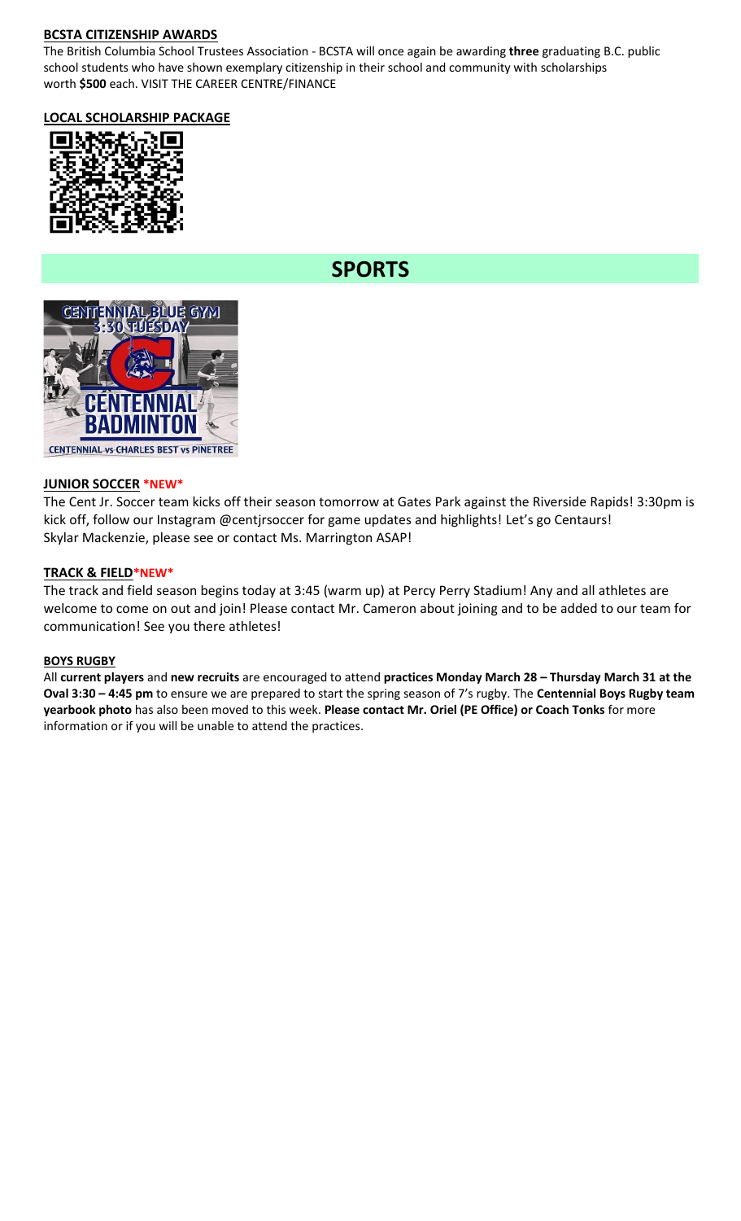**BCSTA CITIZENSHIP AWARDS**

The British Columbia School Trustees Association - BCSTA will once again be awarding **three** graduating B.C. public school students who have shown exemplary citizenship in their school and community with scholarships worth **$500** each. VISIT THE CAREER CENTRE/FINANCE

**LOCAL SCHOLARSHIP PACKAGE**

# SPORTS

**JUNIOR SOCCER** ***NEW***

The Cent Jr. Soccer team kicks off their season tomorrow at Gates Park against the Riverside Rapids! 3:30pm is kick off, follow our Instagram @centjrsoccer for game updates and highlights! Let's go Centaurs!
Skylar Mackenzie, please see or contact Ms. Marrington ASAP!

**TRACK & FIELD*NEW***

The track and field season begins today at 3:45 (warm up) at Percy Perry Stadium! Any and all athletes are welcome to come on out and join! Please contact Mr. Cameron about joining and to be added to our team for communication! See you there athletes!

**BOYS RUGBY**

All **current players** and **new recruits** are encouraged to attend **practices Monday March 28 – Thursday March 31 at the Oval 3:30 – 4:45 pm** to ensure we are prepared to start the spring season of 7's rugby. The **Centennial Boys Rugby team yearbook photo** has also been moved to this week. **Please contact Mr. Oriel (PE Office) or Coach Tonks** for more information or if you will be unable to attend the practices.